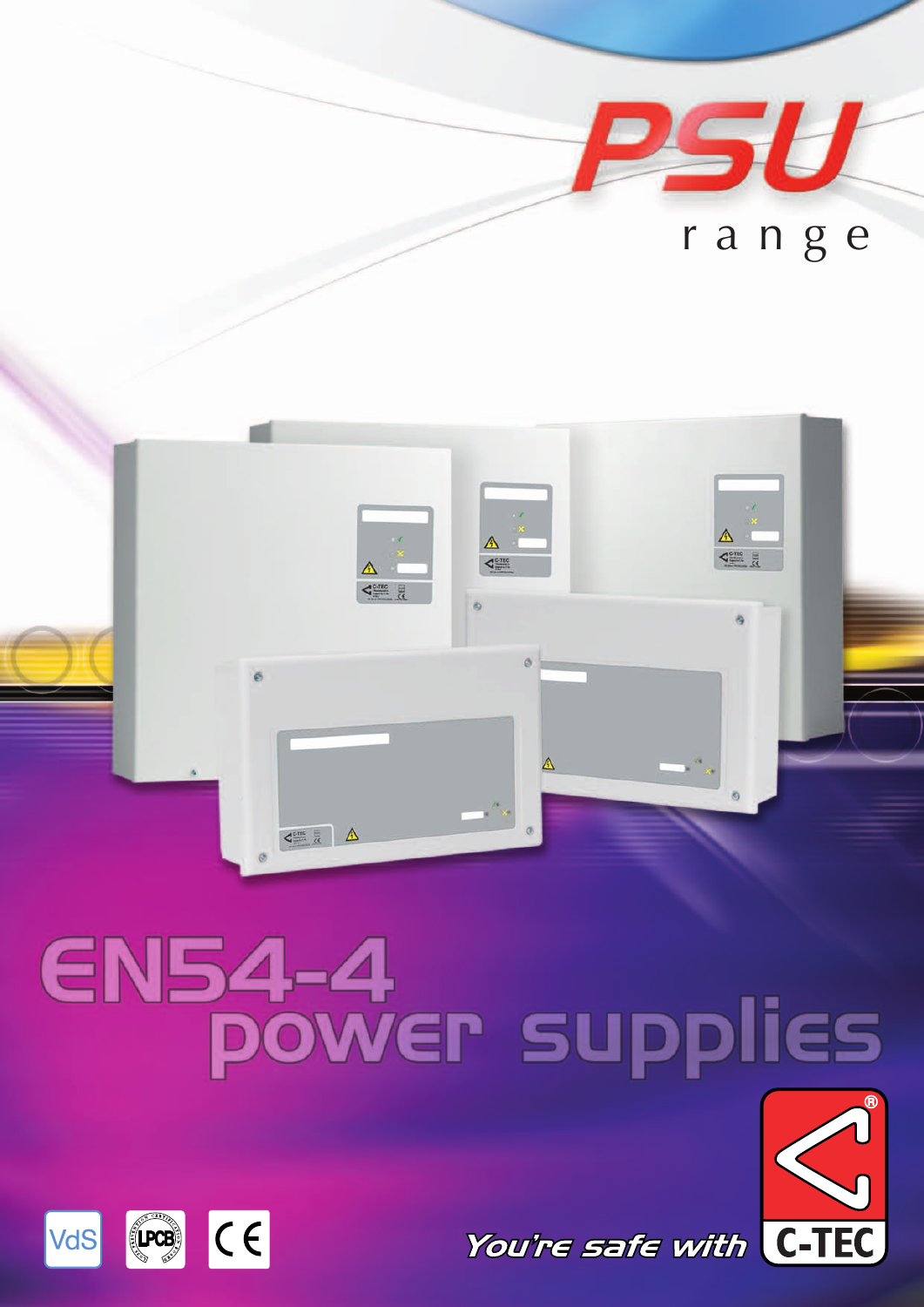# PSU

range

# EN54-4 power supplies

VdS LPCB CE

You're safe with C-TEC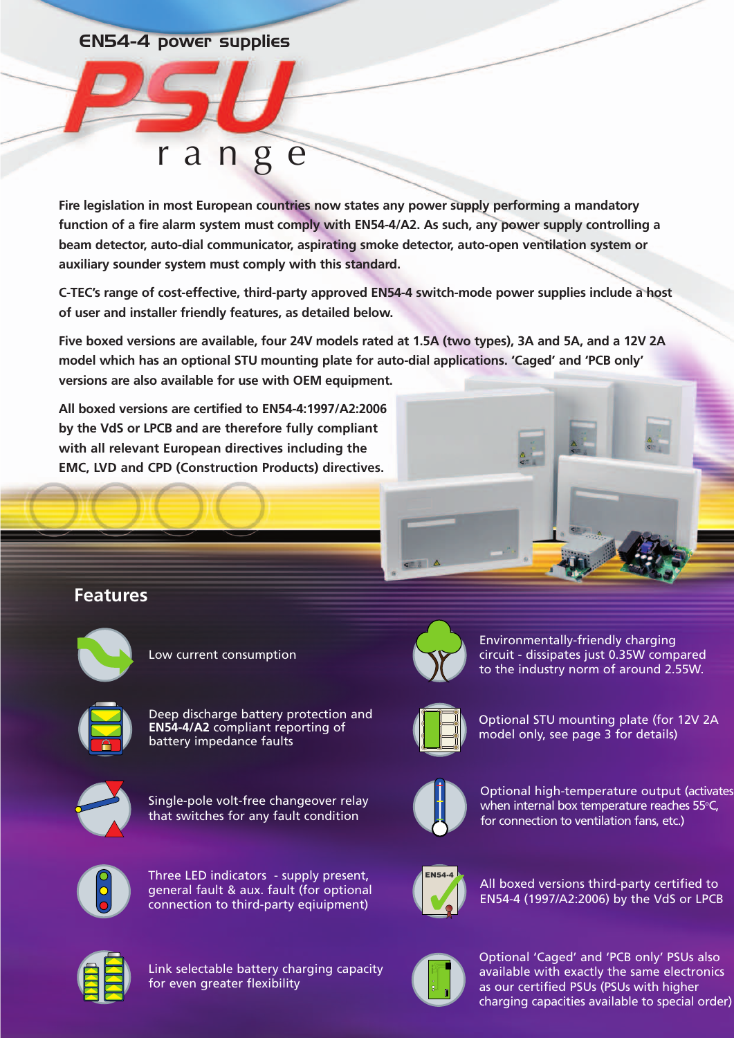EN54-4 power supplies

# PSU range

**Fire legislation in most European countries now states any power supply performing a mandatory function of a fire alarm system must comply with EN54-4/A2. As such, any power supply controlling a beam detector, auto-dial communicator, aspirating smoke detector, auto-open ventilation system or auxiliary sounder system must comply with this standard.**

**C-TEC's range of cost-effective, third-party approved EN54-4 switch-mode power supplies include a host of user and installer friendly features, as detailed below.**

**Five boxed versions are available, four 24V models rated at 1.5A (two types), 3A and 5A, and a 12V 2A model which has an optional STU mounting plate for auto-dial applications. 'Caged' and 'PCB only' versions are also available for use with OEM equipment.**

**All boxed versions are certified to EN54-4:1997/A2:2006 by the VdS or LPCB and are therefore fully compliant with all relevant European directives including the EMC, LVD and CPD (Construction Products) directives.**

## Features

- Low current consumption
- Deep discharge battery protection and **EN54-4/A2** compliant reporting of battery impedance faults
- Single-pole volt-free changeover relay that switches for any fault condition
- Three LED indicators - supply present, general fault & aux. fault (for optional connection to third-party eqiuipment)
- Link selectable battery charging capacity for even greater flexibility
- Environmentally-friendly charging circuit - dissipates just 0.35W compared to the industry norm of around 2.55W.
- Optional STU mounting plate (for 12V 2A model only, see page 3 for details)
- Optional high-temperature output (activates when internal box temperature reaches 55°C, for connection to ventilation fans, etc.)
- All boxed versions third-party certified to EN54-4 (1997/A2:2006) by the VdS or LPCB
- Optional 'Caged' and 'PCB only' PSUs also available with exactly the same electronics as our certified PSUs (PSUs with higher charging capacities available to special order)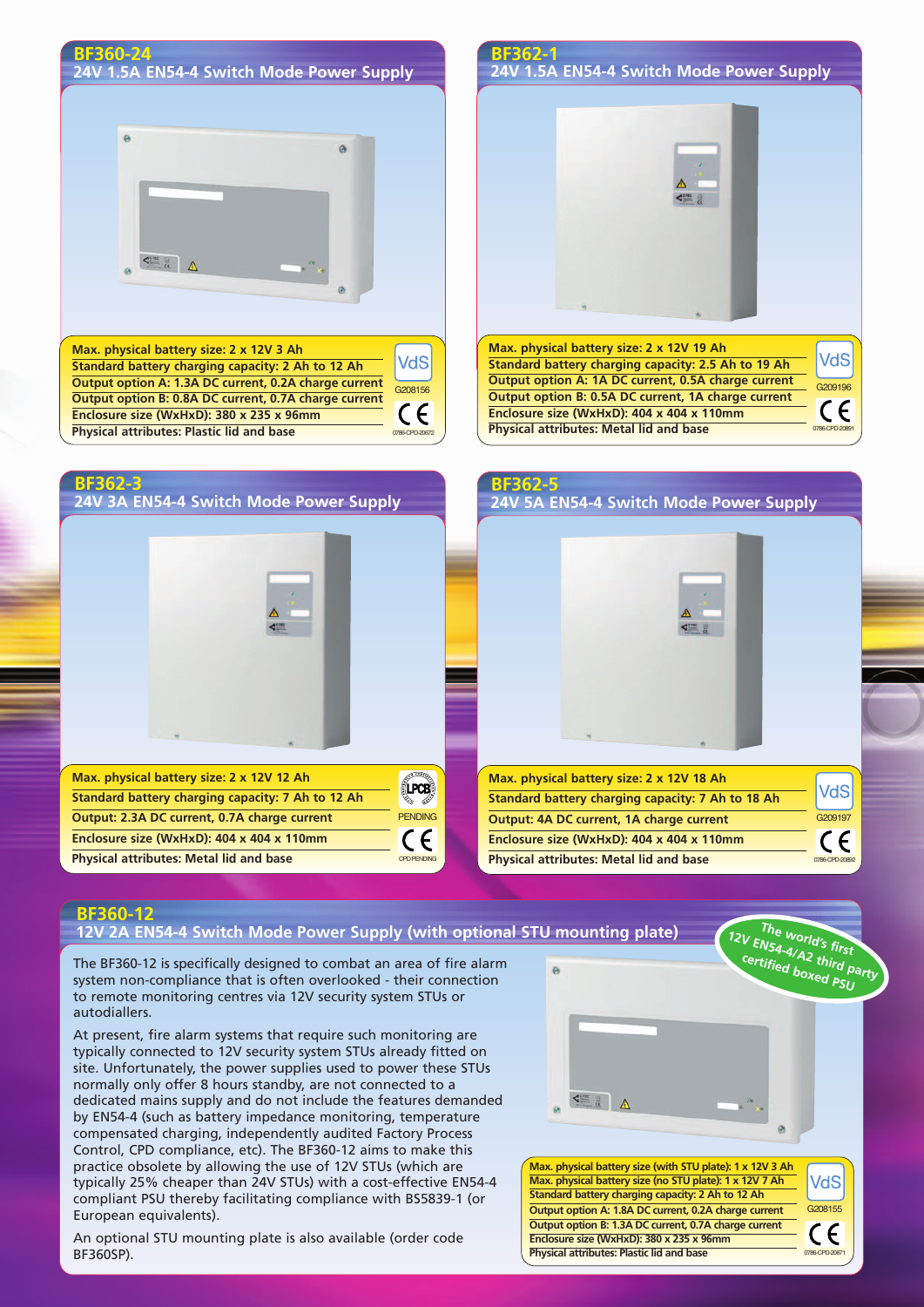## BF360-24
### 24V 1.5A EN54-4 Switch Mode Power Supply

| |
|---|
| Max. physical battery size: 2 x 12V 3 Ah |
| Standard battery charging capacity: 2 Ah to 12 Ah |
| Output option A: 1.3A DC current, 0.2A charge current |
| Output option B: 0.8A DC current, 0.7A charge current |
| Enclosure size (WxHxD): 380 x 235 x 96mm |
| Physical attributes: Plastic lid and base |

VdS G208156 CE 0786-CPD-20672

## BF362-1
### 24V 1.5A EN54-4 Switch Mode Power Supply

| |
|---|
| Max. physical battery size: 2 x 12V 19 Ah |
| Standard battery charging capacity: 2.5 Ah to 19 Ah |
| Output option A: 1A DC current, 0.5A charge current |
| Output option B: 0.5A DC current, 1A charge current |
| Enclosure size (WxHxD): 404 x 404 x 110mm |
| Physical attributes: Metal lid and base |

VdS G209196 CE 0786-CPD-20891

## BF362-3
### 24V 3A EN54-4 Switch Mode Power Supply

| |
|---|
| Max. physical battery size: 2 x 12V 12 Ah |
| Standard battery charging capacity: 7 Ah to 12 Ah |
| Output: 2.3A DC current, 0.7A charge current |
| Enclosure size (WxHxD): 404 x 404 x 110mm |
| Physical attributes: Metal lid and base |

LPCB PENDING CE CPD PENDING

## BF362-5
### 24V 5A EN54-4 Switch Mode Power Supply

| |
|---|
| Max. physical battery size: 2 x 12V 18 Ah |
| Standard battery charging capacity: 7 Ah to 18 Ah |
| Output: 4A DC current, 1A charge current |
| Enclosure size (WxHxD): 404 x 404 x 110mm |
| Physical attributes: Metal lid and base |

VdS G209197 CE 0786-CPD-20892

## BF360-12
### 12V 2A EN54-4 Switch Mode Power Supply (with optional STU mounting plate)

*The world's first 12V EN54-4/A2 third party certified boxed PSU*

The BF360-12 is specifically designed to combat an area of fire alarm system non-compliance that is often overlooked - their connection to remote monitoring centres via 12V security system STUs or autodiallers.

At present, fire alarm systems that require such monitoring are typically connected to 12V security system STUs already fitted on site. Unfortunately, the power supplies used to power these STUs normally only offer 8 hours standby, are not connected to a dedicated mains supply and do not include the features demanded by EN54-4 (such as battery impedance monitoring, temperature compensated charging, independently audited Factory Process Control, CPD compliance, etc). The BF360-12 aims to make this practice obsolete by allowing the use of 12V STUs (which are typically 25% cheaper than 24V STUs) with a cost-effective EN54-4 compliant PSU thereby facilitating compliance with BS5839-1 (or European equivalents).

An optional STU mounting plate is also available (order code BF360SP).

| |
|---|
| Max. physical battery size (with STU plate): 1 x 12V 3 Ah |
| Max. physical battery size (no STU plate): 1 x 12V 7 Ah |
| Standard battery charging capacity: 2 Ah to 12 Ah |
| Output option A: 1.8A DC current, 0.2A charge current |
| Output option B: 1.3A DC current, 0.7A charge current |
| Enclosure size (WxHxD): 380 x 235 x 96mm |
| Physical attributes: Plastic lid and base |

VdS G208155 CE 0786-CPD-20671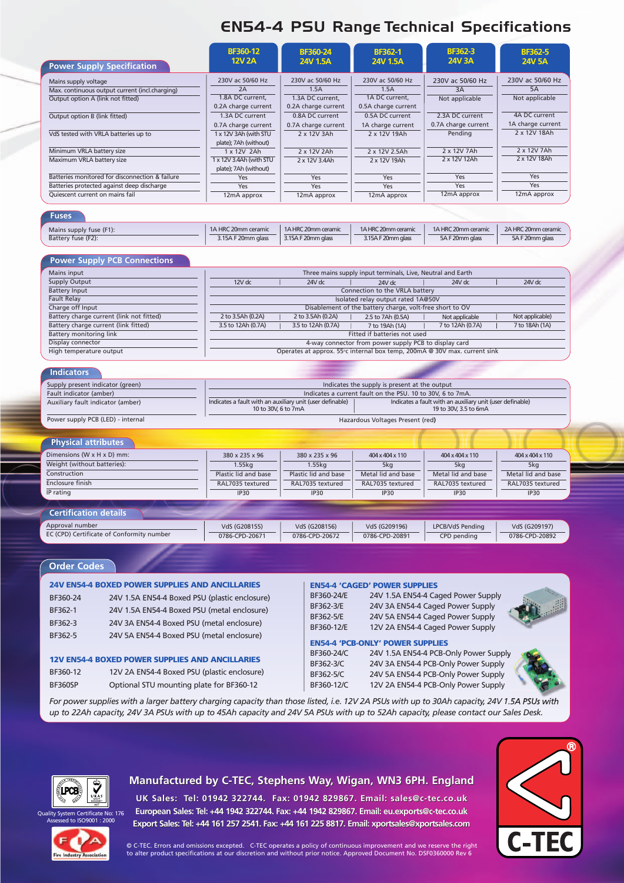# EN54-4 PSU Range Technical Specifications

## Power Supply Specification

| Power Supply Specification | BF360-12 12V 2A | BF360-24 24V 1.5A | BF362-1 24V 1.5A | BF362-3 24V 3A | BF362-5 24V 5A |
|---|---|---|---|---|---|
| Mains supply voltage | 230V ac 50/60 Hz | 230V ac 50/60 Hz | 230V ac 50/60 Hz | 230V ac 50/60 Hz | 230V ac 50/60 Hz |
| Max. continuous output current (incl.charging) | 2A | 1.5A | 1.5A | 3A | 5A |
| Output option A (link not fitted) | 1.8A DC current, 0.2A charge current | 1.3A DC current, 0.2A charge current | 1A DC current, 0.5A charge current | Not applicable | Not applicable |
| Output option B (link fitted) | 1.3A DC current 0.7A charge current | 0.8A DC current 0.7A charge current | 0.5A DC current 1A charge current | 2.3A DC current 0.7A charge current | 4A DC current 1A charge current |
| VdS tested with VRLA batteries up to | 1 x 12V 3Ah (with STU plate); 7Ah (without) | 2 x 12V 3Ah | 2 x 12V 19Ah | Pending | 2 x 12V 18Ah |
| Minimum VRLA battery size | 1 x 12V 2Ah | 2 x 12V 2Ah | 2 x 12V 2.5Ah | 2 x 12V 7Ah | 2 x 12V 7Ah |
| Maximum VRLA battery size | 1 x 12V 3.4Ah (with STU plate); 7Ah (without) | 2 x 12V 3.4Ah | 2 x 12V 19Ah | 2 x 12V 12Ah | 2 x 12V 18Ah |
| Batteries monitored for disconnection & failure | Yes | Yes | Yes | Yes | Yes |
| Batteries protected against deep discharge | Yes | Yes | Yes | Yes | Yes |
| Quiescent current on mains fail | 12mA approx | 12mA approx | 12mA approx | 12mA approx | 12mA approx |

## Fuses

| Fuses | BF360-12 | BF360-24 | BF362-1 | BF362-3 | BF362-5 |
|---|---|---|---|---|---|
| Mains supply fuse (F1): | 1A HRC 20mm ceramic | 1A HRC 20mm ceramic | 1A HRC 20mm ceramic | 1A HRC 20mm ceramic | 2A HRC 20mm ceramic |
| Battery fuse (F2): | 3.15A F 20mm glass | 3.15A F 20mm glass | 3.15A F 20mm glass | 5A F 20mm glass | 5A F 20mm glass |

## Power Supply PCB Connections

| Power Supply PCB Connections | BF360-12 | BF360-24 | BF362-1 | BF362-3 | BF362-5 |
|---|---|---|---|---|---|
| Mains input | Three mains supply input terminals, Live, Neutral and Earth | | | | |
| Supply Output | 12V dc | 24V dc | 24V dc | 24V dc | 24V dc |
| Battery Input | Connection to the VRLA battery | | | | |
| Fault Relay | Isolated relay output rated 1A@50V | | | | |
| Charge off Input | Disablement of the battery charge, volt-free short to 0V | | | | |
| Battery charge current (link not fitted) | 2 to 3.5Ah (0.2A) | 2 to 3.5Ah (0.2A) | 2.5 to 7Ah (0.5A) | Not applicable | Not applicable) |
| Battery charge current (link fitted) | 3.5 to 12Ah (0.7A) | 3.5 to 12Ah (0.7A) | 7 to 19Ah (1A) | 7 to 12Ah (0.7A) | 7 to 18Ah (1A) |
| Battery monitoring link | Fitted if batteries not used | | | | |
| Display connector | 4-way connector from power supply PCB to display card | | | | |
| High temperature output | Operates at approx. 55°c internal box temp, 200mA @ 30V max. current sink | | | | |

## Indicators

| Indicators | BF360-12 / BF360-24 | BF362-1 / BF362-3 / BF362-5 |
|---|---|---|
| Supply present indicator (green) | Indicates the supply is present at the output | |
| Fault indicator (amber) | Indicates a current fault on the PSU. 10 to 30V, 6 to 7mA. | |
| Auxiliary fault indicator (amber) | Indicates a fault with an auxiliary unit (user definable) 10 to 30V, 6 to 7mA | Indicates a fault with an auxiliary unit (user definable) 19 to 30V, 3.5 to 6mA |
| Power supply PCB (LED) - internal | Hazardous Voltages Present (red) | |

## Physical attributes

| Physical attributes | BF360-12 | BF360-24 | BF362-1 | BF362-3 | BF362-5 |
|---|---|---|---|---|---|
| Dimensions (W x H x D) mm: | 380 x 235 x 96 | 380 x 235 x 96 | 404 x 404 x 110 | 404 x 404 x 110 | 404 x 404 x 110 |
| Weight (without batteries): | 1.55kg | 1.55kg | 5kg | 5kg | 5kg |
| Construction | Plastic lid and base | Plastic lid and base | Metal lid and base | Metal lid and base | Metal lid and base |
| Enclosure finish | RAL7035 textured | RAL7035 textured | RAL7035 textured | RAL7035 textured | RAL7035 textured |
| IP rating | IP30 | IP30 | IP30 | IP30 | IP30 |

## Certification details

| Certification details | BF360-12 | BF360-24 | BF362-1 | BF362-3 | BF362-5 |
|---|---|---|---|---|---|
| Approval number | VdS (G208155) | VdS (G208156) | VdS (G209196) | LPCB/VdS Pending | VdS (G209197) |
| EC (CPD) Certificate of Conformity number | 0786-CPD-20671 | 0786-CPD-20672 | 0786-CPD-20891 | CPD pending | 0786-CPD-20892 |

## Order Codes

### 24V EN54-4 BOXED POWER SUPPLIES AND ANCILLARIES

| | |
|---|---|
| BF360-24 | 24V 1.5A EN54-4 Boxed PSU (plastic enclosure) |
| BF362-1 | 24V 1.5A EN54-4 Boxed PSU (metal enclosure) |
| BF362-3 | 24V 3A EN54-4 Boxed PSU (metal enclosure) |
| BF362-5 | 24V 5A EN54-4 Boxed PSU (metal enclosure) |

### 12V EN54-4 BOXED POWER SUPPLIES AND ANCILLARIES

| | |
|---|---|
| BF360-12 | 12V 2A EN54-4 Boxed PSU (plastic enclosure) |
| BF360SP | Optional STU mounting plate for BF360-12 |

### EN54-4 'CAGED' POWER SUPPLIES

| | |
|---|---|
| BF360-24/E | 24V 1.5A EN54-4 Caged Power Supply |
| BF362-3/E | 24V 3A EN54-4 Caged Power Supply |
| BF362-5/E | 24V 5A EN54-4 Caged Power Supply |
| BF360-12/E | 12V 2A EN54-4 Caged Power Supply |

### EN54-4 'PCB-ONLY' POWER SUPPLIES

| | |
|---|---|
| BF360-24/C | 24V 1.5A EN54-4 PCB-Only Power Supply |
| BF362-3/C | 24V 3A EN54-4 PCB-Only Power Supply |
| BF362-5/C | 24V 5A EN54-4 PCB-Only Power Supply |
| BF360-12/C | 12V 2A EN54-4 PCB-Only Power Supply |

*For power supplies with a larger battery charging capacity than those listed, i.e. 12V 2A PSUs with up to 30Ah capacity, 24V 1.5A PSUs with up to 22Ah capacity, 24V 3A PSUs with up to 45Ah capacity and 24V 5A PSUs with up to 52Ah capacity, please contact our Sales Desk.*

**Manufactured by C-TEC, Stephens Way, Wigan, WN3 6PH. England**

**UK Sales: Tel: 01942 322744. Fax: 01942 829867. Email: sales@c-tec.co.uk**
**European Sales: Tel: +44 1942 322744. Fax: +44 1942 829867. Email: eu.exports@c-tec.co.uk**
**Export Sales: Tel: +44 161 257 2541. Fax: +44 161 225 8817. Email: xportsales@xportsales.com**

Quality System Certificate No: 176
Assessed to ISO9001 : 2000

© C-TEC. Errors and omissions excepted. C-TEC operates a policy of continuous improvement and we reserve the right to alter product specifications at our discretion and without prior notice. Approved Document No. DSF0360000 Rev 6